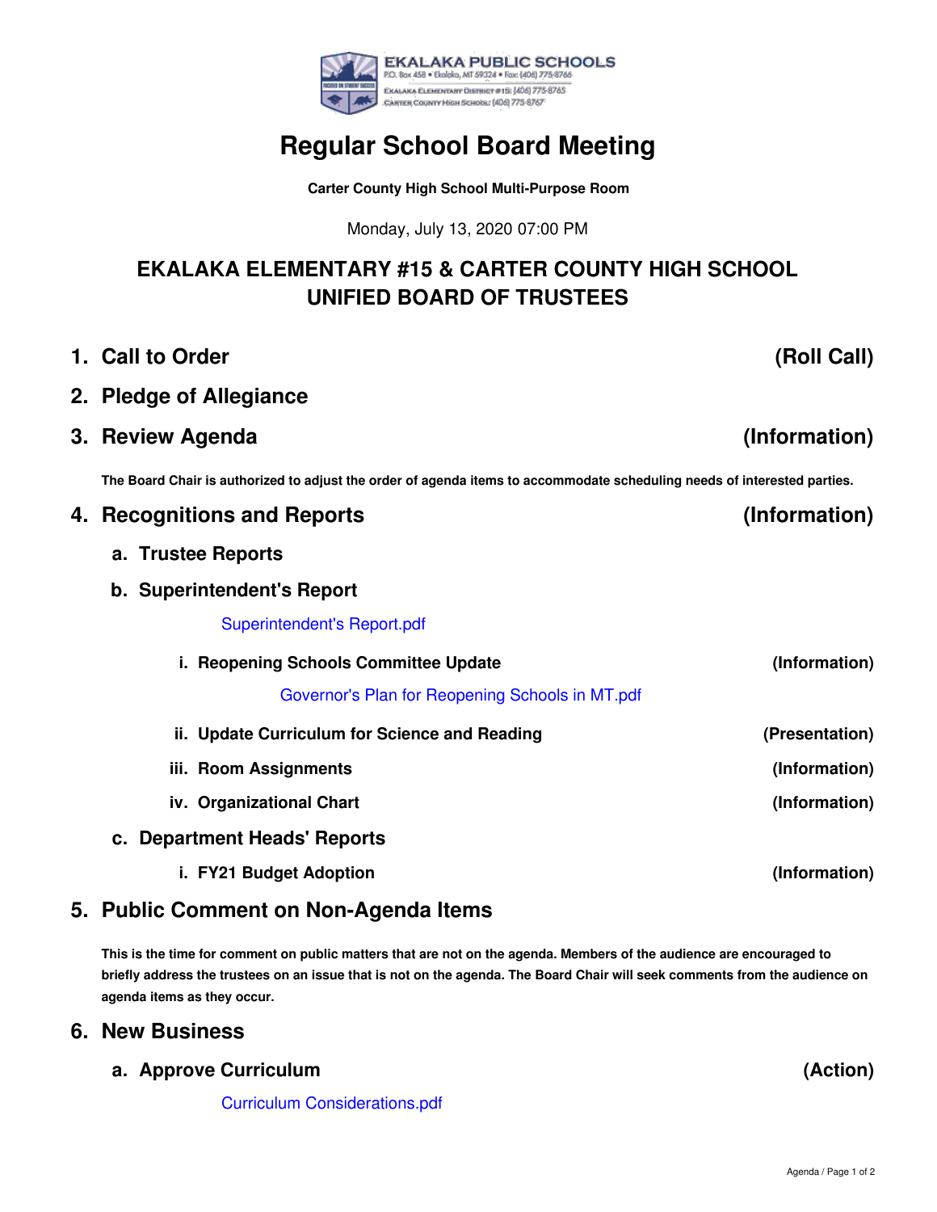EKALAKA PUBLIC SCHOOLS
P.O. Box 458 • Ekalaka, MT 59324 • Fax: (406) 775-8766
Ekalaka Elementary District #15: (406) 775-8765
Carter County High School: (406) 775-8767

# Regular School Board Meeting

**Carter County High School Multi-Purpose Room**

Monday, July 13, 2020 07:00 PM

## EKALAKA ELEMENTARY #15 & CARTER COUNTY HIGH SCHOOL UNIFIED BOARD OF TRUSTEES

1. **Call to Order** **(Roll Call)**
2. **Pledge of Allegiance**
3. **Review Agenda** **(Information)**

   **The Board Chair is authorized to adjust the order of agenda items to accommodate scheduling needs of interested parties.**

4. **Recognitions and Reports** **(Information)**
   a. **Trustee Reports**
   b. **Superintendent's Report**

      Superintendent's Report.pdf

      i. **Reopening Schools Committee Update** **(Information)**

         Governor's Plan for Reopening Schools in MT.pdf

      ii. **Update Curriculum for Science and Reading** **(Presentation)**
      iii. **Room Assignments** **(Information)**
      iv. **Organizational Chart** **(Information)**

   c. **Department Heads' Reports**
      i. **FY21 Budget Adoption** **(Information)**

5. **Public Comment on Non-Agenda Items**

   **This is the time for comment on public matters that are not on the agenda. Members of the audience are encouraged to briefly address the trustees on an issue that is not on the agenda. The Board Chair will seek comments from the audience on agenda items as they occur.**

6. **New Business**
   a. **Approve Curriculum** **(Action)**

      Curriculum Considerations.pdf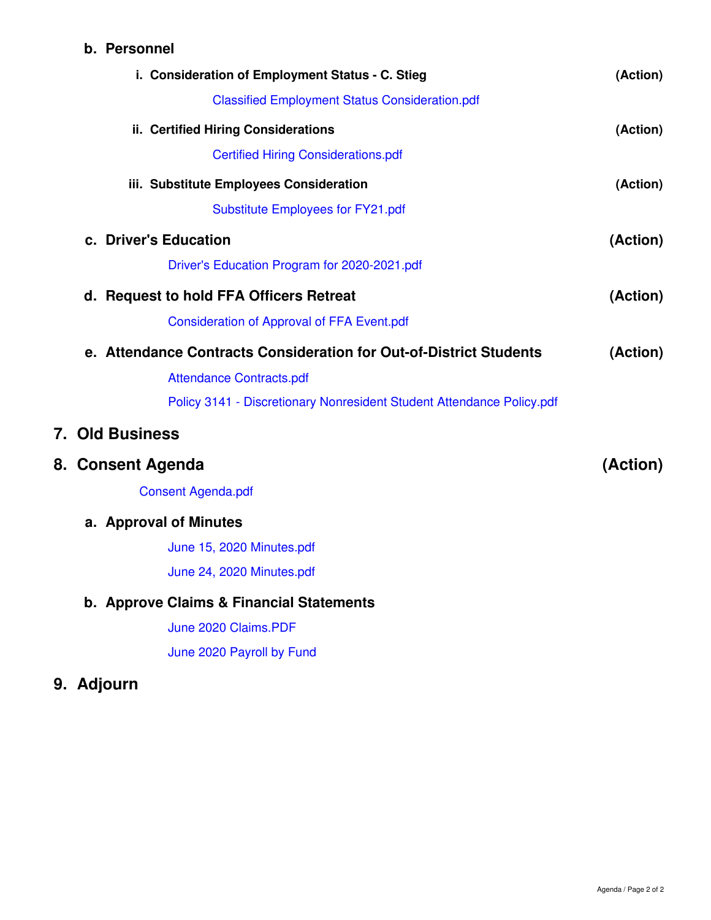**b. Personnel**

**i. Consideration of Employment Status - C. Stieg** **(Action)**

Classified Employment Status Consideration.pdf

**ii. Certified Hiring Considerations** **(Action)**

Certified Hiring Considerations.pdf

**iii. Substitute Employees Consideration** **(Action)**

Substitute Employees for FY21.pdf

**c. Driver's Education** **(Action)**

Driver's Education Program for 2020-2021.pdf

**d. Request to hold FFA Officers Retreat** **(Action)**

Consideration of Approval of FFA Event.pdf

**e. Attendance Contracts Consideration for Out-of-District Students** **(Action)**

Attendance Contracts.pdf

Policy 3141 - Discretionary Nonresident Student Attendance Policy.pdf

## 7. Old Business

## 8. Consent Agenda (Action)

Consent Agenda.pdf

**a. Approval of Minutes**

June 15, 2020 Minutes.pdf

June 24, 2020 Minutes.pdf

**b. Approve Claims & Financial Statements**

June 2020 Claims.PDF

June 2020 Payroll by Fund

## 9. Adjourn